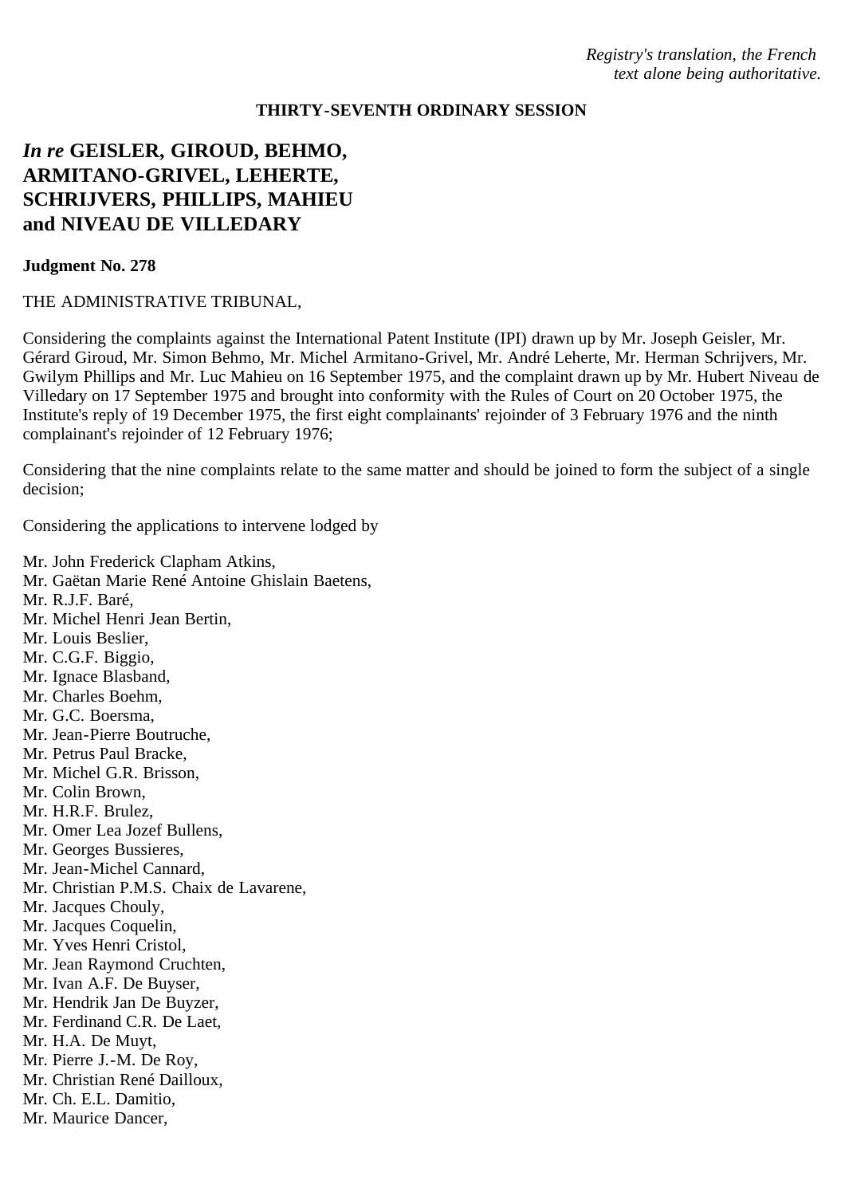*Registry's translation, the French text alone being authoritative.*

**THIRTY-SEVENTH ORDINARY SESSION**

## *In re* GEISLER, GIROUD, BEHMO, ARMITANO-GRIVEL, LEHERTE, SCHRIJVERS, PHILLIPS, MAHIEU and NIVEAU DE VILLEDARY

**Judgment No. 278**

THE ADMINISTRATIVE TRIBUNAL,

Considering the complaints against the International Patent Institute (IPI) drawn up by Mr. Joseph Geisler, Mr. Gérard Giroud, Mr. Simon Behmo, Mr. Michel Armitano-Grivel, Mr. André Leherte, Mr. Herman Schrijvers, Mr. Gwilym Phillips and Mr. Luc Mahieu on 16 September 1975, and the complaint drawn up by Mr. Hubert Niveau de Villedary on 17 September 1975 and brought into conformity with the Rules of Court on 20 October 1975, the Institute's reply of 19 December 1975, the first eight complainants' rejoinder of 3 February 1976 and the ninth complainant's rejoinder of 12 February 1976;

Considering that the nine complaints relate to the same matter and should be joined to form the subject of a single decision;

Considering the applications to intervene lodged by

Mr. John Frederick Clapham Atkins,
Mr. Gaëtan Marie René Antoine Ghislain Baetens,
Mr. R.J.F. Baré,
Mr. Michel Henri Jean Bertin,
Mr. Louis Beslier,
Mr. C.G.F. Biggio,
Mr. Ignace Blasband,
Mr. Charles Boehm,
Mr. G.C. Boersma,
Mr. Jean-Pierre Boutruche,
Mr. Petrus Paul Bracke,
Mr. Michel G.R. Brisson,
Mr. Colin Brown,
Mr. H.R.F. Brulez,
Mr. Omer Lea Jozef Bullens,
Mr. Georges Bussieres,
Mr. Jean-Michel Cannard,
Mr. Christian P.M.S. Chaix de Lavarene,
Mr. Jacques Chouly,
Mr. Jacques Coquelin,
Mr. Yves Henri Cristol,
Mr. Jean Raymond Cruchten,
Mr. Ivan A.F. De Buyser,
Mr. Hendrik Jan De Buyzer,
Mr. Ferdinand C.R. De Laet,
Mr. H.A. De Muyt,
Mr. Pierre J.-M. De Roy,
Mr. Christian René Dailloux,
Mr. Ch. E.L. Damitio,
Mr. Maurice Dancer,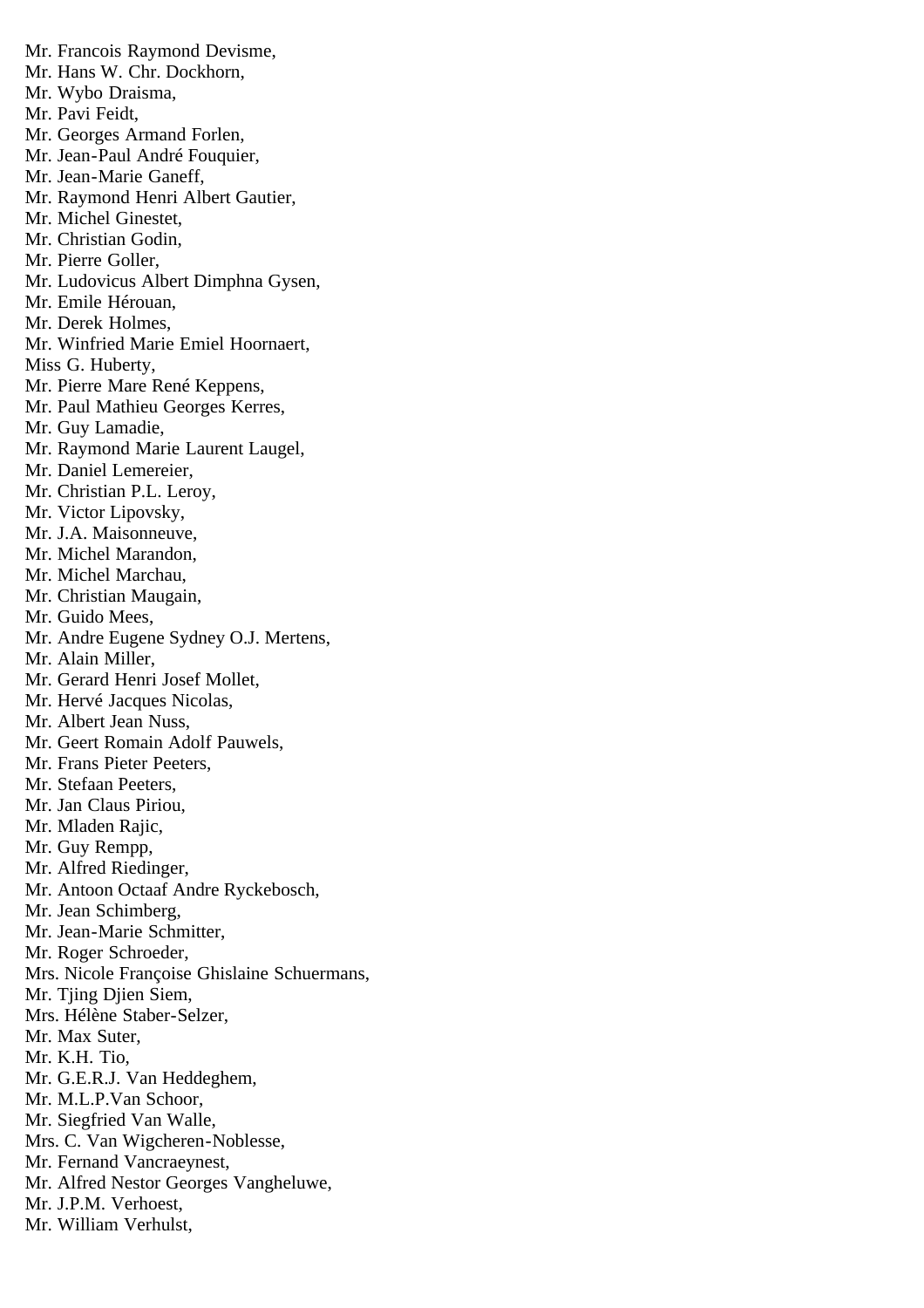Mr. Francois Raymond Devisme,
Mr. Hans W. Chr. Dockhorn,
Mr. Wybo Draisma,
Mr. Pavi Feidt,
Mr. Georges Armand Forlen,
Mr. Jean-Paul André Fouquier,
Mr. Jean-Marie Ganeff,
Mr. Raymond Henri Albert Gautier,
Mr. Michel Ginestet,
Mr. Christian Godin,
Mr. Pierre Goller,
Mr. Ludovicus Albert Dimphna Gysen,
Mr. Emile Hérouan,
Mr. Derek Holmes,
Mr. Winfried Marie Emiel Hoornaert,
Miss G. Huberty,
Mr. Pierre Mare René Keppens,
Mr. Paul Mathieu Georges Kerres,
Mr. Guy Lamadie,
Mr. Raymond Marie Laurent Laugel,
Mr. Daniel Lemereier,
Mr. Christian P.L. Leroy,
Mr. Victor Lipovsky,
Mr. J.A. Maisonneuve,
Mr. Michel Marandon,
Mr. Michel Marchau,
Mr. Christian Maugain,
Mr. Guido Mees,
Mr. Andre Eugene Sydney O.J. Mertens,
Mr. Alain Miller,
Mr. Gerard Henri Josef Mollet,
Mr. Hervé Jacques Nicolas,
Mr. Albert Jean Nuss,
Mr. Geert Romain Adolf Pauwels,
Mr. Frans Pieter Peeters,
Mr. Stefaan Peeters,
Mr. Jan Claus Piriou,
Mr. Mladen Rajic,
Mr. Guy Rempp,
Mr. Alfred Riedinger,
Mr. Antoon Octaaf Andre Ryckebosch,
Mr. Jean Schimberg,
Mr. Jean-Marie Schmitter,
Mr. Roger Schroeder,
Mrs. Nicole Françoise Ghislaine Schuermans,
Mr. Tjing Djien Siem,
Mrs. Hélène Staber-Selzer,
Mr. Max Suter,
Mr. K.H. Tio,
Mr. G.E.R.J. Van Heddeghem,
Mr. M.L.P.Van Schoor,
Mr. Siegfried Van Walle,
Mrs. C. Van Wigcheren-Noblesse,
Mr. Fernand Vancraeynest,
Mr. Alfred Nestor Georges Vangheluwe,
Mr. J.P.M. Verhoest,
Mr. William Verhulst,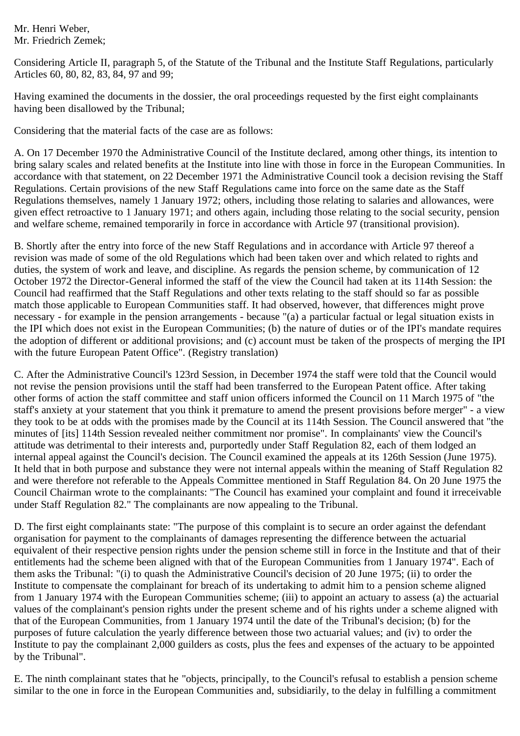Mr. Henri Weber,
Mr. Friedrich Zemek;

Considering Article II, paragraph 5, of the Statute of the Tribunal and the Institute Staff Regulations, particularly Articles 60, 80, 82, 83, 84, 97 and 99;

Having examined the documents in the dossier, the oral proceedings requested by the first eight complainants having been disallowed by the Tribunal;

Considering that the material facts of the case are as follows:

A. On 17 December 1970 the Administrative Council of the Institute declared, among other things, its intention to bring salary scales and related benefits at the Institute into line with those in force in the European Communities. In accordance with that statement, on 22 December 1971 the Administrative Council took a decision revising the Staff Regulations. Certain provisions of the new Staff Regulations came into force on the same date as the Staff Regulations themselves, namely 1 January 1972; others, including those relating to salaries and allowances, were given effect retroactive to 1 January 1971; and others again, including those relating to the social security, pension and welfare scheme, remained temporarily in force in accordance with Article 97 (transitional provision).

B. Shortly after the entry into force of the new Staff Regulations and in accordance with Article 97 thereof a revision was made of some of the old Regulations which had been taken over and which related to rights and duties, the system of work and leave, and discipline. As regards the pension scheme, by communication of 12 October 1972 the Director-General informed the staff of the view the Council had taken at its 114th Session: the Council had reaffirmed that the Staff Regulations and other texts relating to the staff should so far as possible match those applicable to European Communities staff. It had observed, however, that differences might prove necessary - for example in the pension arrangements - because "(a) a particular factual or legal situation exists in the IPI which does not exist in the European Communities; (b) the nature of duties or of the IPI's mandate requires the adoption of different or additional provisions; and (c) account must be taken of the prospects of merging the IPI with the future European Patent Office". (Registry translation)

C. After the Administrative Council's 123rd Session, in December 1974 the staff were told that the Council would not revise the pension provisions until the staff had been transferred to the European Patent office. After taking other forms of action the staff committee and staff union officers informed the Council on 11 March 1975 of "the staff's anxiety at your statement that you think it premature to amend the present provisions before merger" - a view they took to be at odds with the promises made by the Council at its 114th Session. The Council answered that "the minutes of [its] 114th Session revealed neither commitment nor promise". In complainants' view the Council's attitude was detrimental to their interests and, purportedly under Staff Regulation 82, each of them lodged an internal appeal against the Council's decision. The Council examined the appeals at its 126th Session (June 1975). It held that in both purpose and substance they were not internal appeals within the meaning of Staff Regulation 82 and were therefore not referable to the Appeals Committee mentioned in Staff Regulation 84. On 20 June 1975 the Council Chairman wrote to the complainants: "The Council has examined your complaint and found it irreceivable under Staff Regulation 82." The complainants are now appealing to the Tribunal.

D. The first eight complainants state: "The purpose of this complaint is to secure an order against the defendant organisation for payment to the complainants of damages representing the difference between the actuarial equivalent of their respective pension rights under the pension scheme still in force in the Institute and that of their entitlements had the scheme been aligned with that of the European Communities from 1 January 1974". Each of them asks the Tribunal: "(i) to quash the Administrative Council's decision of 20 June 1975; (ii) to order the Institute to compensate the complainant for breach of its undertaking to admit him to a pension scheme aligned from 1 January 1974 with the European Communities scheme; (iii) to appoint an actuary to assess (a) the actuarial values of the complainant's pension rights under the present scheme and of his rights under a scheme aligned with that of the European Communities, from 1 January 1974 until the date of the Tribunal's decision; (b) for the purposes of future calculation the yearly difference between those two actuarial values; and (iv) to order the Institute to pay the complainant 2,000 guilders as costs, plus the fees and expenses of the actuary to be appointed by the Tribunal".

E. The ninth complainant states that he "objects, principally, to the Council's refusal to establish a pension scheme similar to the one in force in the European Communities and, subsidiarily, to the delay in fulfilling a commitment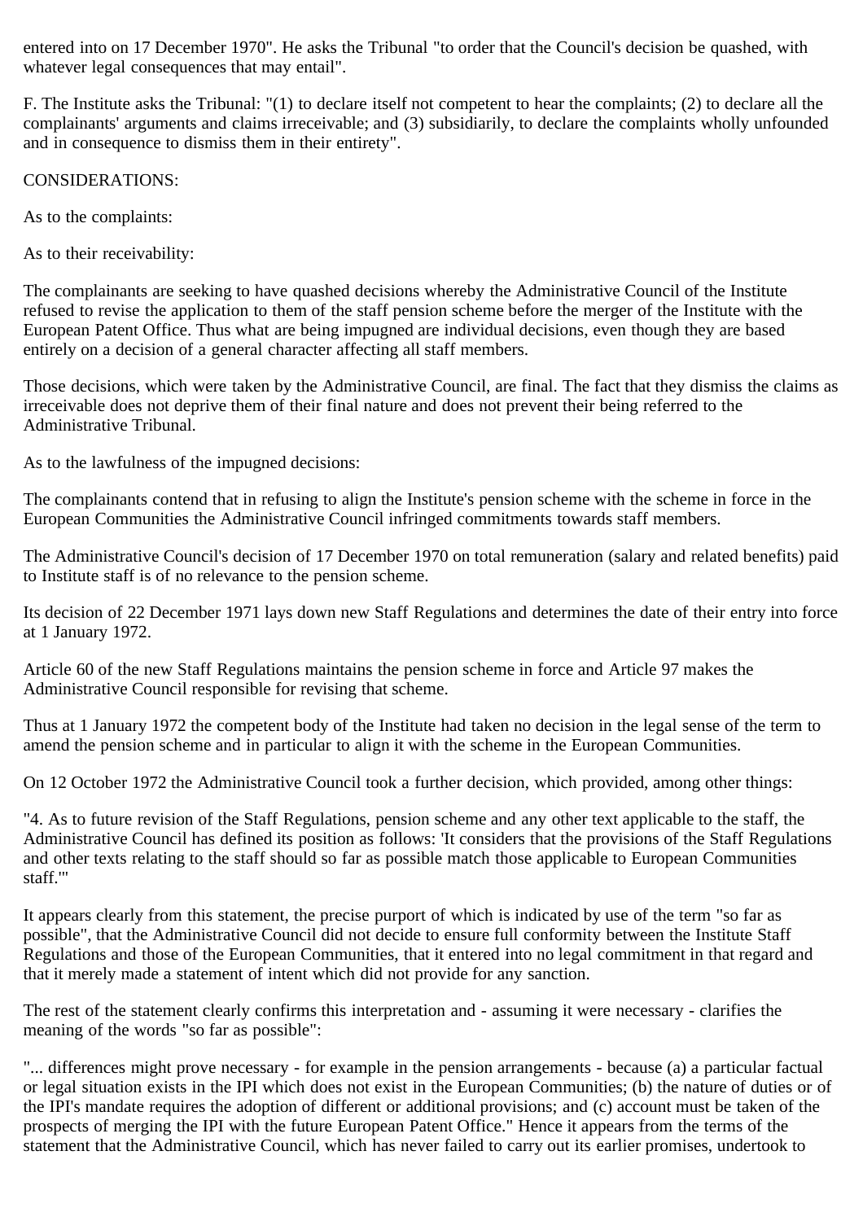entered into on 17 December 1970". He asks the Tribunal "to order that the Council's decision be quashed, with whatever legal consequences that may entail".

F. The Institute asks the Tribunal: "(1) to declare itself not competent to hear the complaints; (2) to declare all the complainants' arguments and claims irreceivable; and (3) subsidiarily, to declare the complaints wholly unfounded and in consequence to dismiss them in their entirety".

CONSIDERATIONS:

As to the complaints:

As to their receivability:

The complainants are seeking to have quashed decisions whereby the Administrative Council of the Institute refused to revise the application to them of the staff pension scheme before the merger of the Institute with the European Patent Office. Thus what are being impugned are individual decisions, even though they are based entirely on a decision of a general character affecting all staff members.

Those decisions, which were taken by the Administrative Council, are final. The fact that they dismiss the claims as irreceivable does not deprive them of their final nature and does not prevent their being referred to the Administrative Tribunal.

As to the lawfulness of the impugned decisions:

The complainants contend that in refusing to align the Institute's pension scheme with the scheme in force in the European Communities the Administrative Council infringed commitments towards staff members.

The Administrative Council's decision of 17 December 1970 on total remuneration (salary and related benefits) paid to Institute staff is of no relevance to the pension scheme.

Its decision of 22 December 1971 lays down new Staff Regulations and determines the date of their entry into force at 1 January 1972.

Article 60 of the new Staff Regulations maintains the pension scheme in force and Article 97 makes the Administrative Council responsible for revising that scheme.

Thus at 1 January 1972 the competent body of the Institute had taken no decision in the legal sense of the term to amend the pension scheme and in particular to align it with the scheme in the European Communities.

On 12 October 1972 the Administrative Council took a further decision, which provided, among other things:

"4. As to future revision of the Staff Regulations, pension scheme and any other text applicable to the staff, the Administrative Council has defined its position as follows: 'It considers that the provisions of the Staff Regulations and other texts relating to the staff should so far as possible match those applicable to European Communities staff.'"

It appears clearly from this statement, the precise purport of which is indicated by use of the term "so far as possible", that the Administrative Council did not decide to ensure full conformity between the Institute Staff Regulations and those of the European Communities, that it entered into no legal commitment in that regard and that it merely made a statement of intent which did not provide for any sanction.

The rest of the statement clearly confirms this interpretation and - assuming it were necessary - clarifies the meaning of the words "so far as possible":

"... differences might prove necessary - for example in the pension arrangements - because (a) a particular factual or legal situation exists in the IPI which does not exist in the European Communities; (b) the nature of duties or of the IPI's mandate requires the adoption of different or additional provisions; and (c) account must be taken of the prospects of merging the IPI with the future European Patent Office." Hence it appears from the terms of the statement that the Administrative Council, which has never failed to carry out its earlier promises, undertook to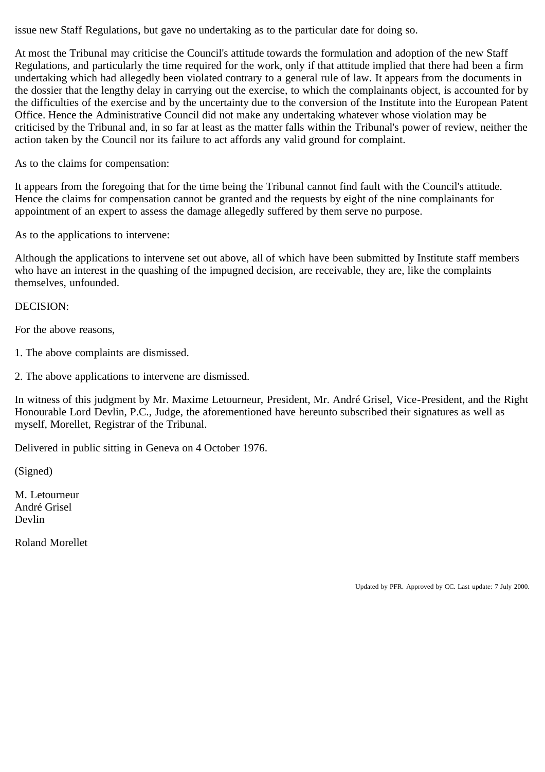issue new Staff Regulations, but gave no undertaking as to the particular date for doing so.

At most the Tribunal may criticise the Council's attitude towards the formulation and adoption of the new Staff Regulations, and particularly the time required for the work, only if that attitude implied that there had been a firm undertaking which had allegedly been violated contrary to a general rule of law. It appears from the documents in the dossier that the lengthy delay in carrying out the exercise, to which the complainants object, is accounted for by the difficulties of the exercise and by the uncertainty due to the conversion of the Institute into the European Patent Office. Hence the Administrative Council did not make any undertaking whatever whose violation may be criticised by the Tribunal and, in so far at least as the matter falls within the Tribunal's power of review, neither the action taken by the Council nor its failure to act affords any valid ground for complaint.

As to the claims for compensation:

It appears from the foregoing that for the time being the Tribunal cannot find fault with the Council's attitude. Hence the claims for compensation cannot be granted and the requests by eight of the nine complainants for appointment of an expert to assess the damage allegedly suffered by them serve no purpose.

As to the applications to intervene:

Although the applications to intervene set out above, all of which have been submitted by Institute staff members who have an interest in the quashing of the impugned decision, are receivable, they are, like the complaints themselves, unfounded.

DECISION:

For the above reasons,

1. The above complaints are dismissed.

2. The above applications to intervene are dismissed.

In witness of this judgment by Mr. Maxime Letourneur, President, Mr. André Grisel, Vice-President, and the Right Honourable Lord Devlin, P.C., Judge, the aforementioned have hereunto subscribed their signatures as well as myself, Morellet, Registrar of the Tribunal.

Delivered in public sitting in Geneva on 4 October 1976.

(Signed)

M. Letourneur
André Grisel
Devlin

Roland Morellet

Updated by PFR. Approved by CC. Last update: 7 July 2000.